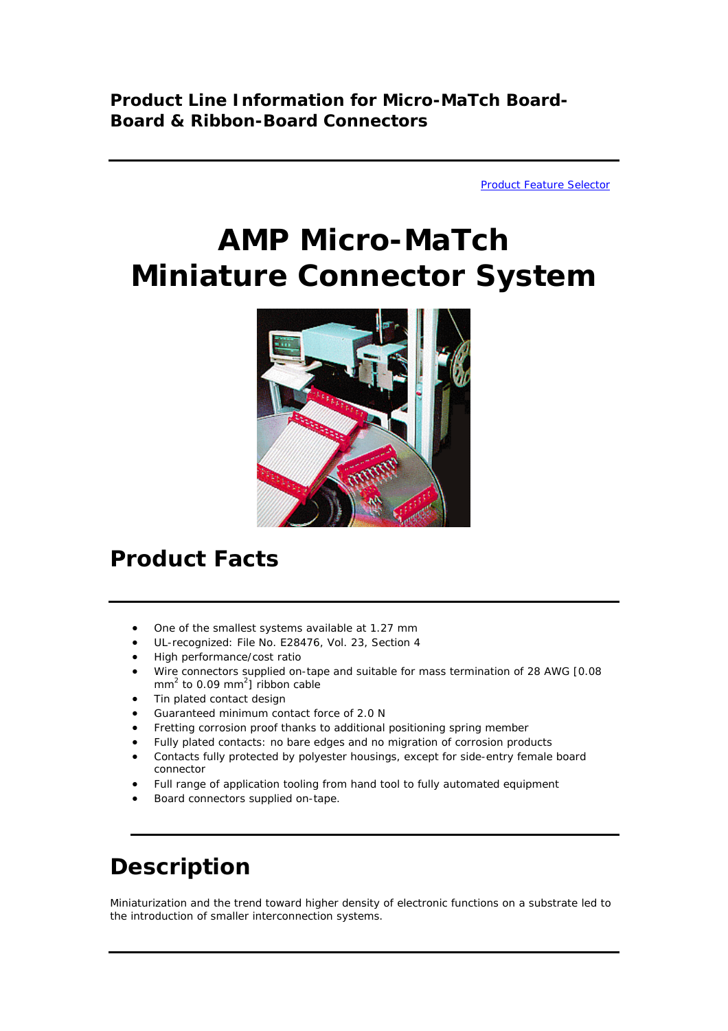**Product Line Information for Micro-MaTch Board-Board & Ribbon-Board Connectors**

Product Feature Selector

# AMP Micro-MaTch Miniature Connector System

## Product Facts

- One of the smallest systems available at 1.27 mm
- UL-recognized: File No. E28476, Vol. 23, Section 4
- High performance/cost ratio
- Wire connectors supplied on-tape and suitable for mass termination of 28 AWG [0.08 $mm^2$ to 0.09 $mm^2$] ribbon cable
- Tin plated contact design
- Guaranteed minimum contact force of 2.0 N
- Fretting corrosion proof thanks to additional positioning spring member
- Fully plated contacts: no bare edges and no migration of corrosion products
- Contacts fully protected by polyester housings, except for side-entry female board connector
- Full range of application tooling from hand tool to fully automated equipment
- Board connectors supplied on-tape.

## Description

Miniaturization and the trend toward higher density of electronic functions on a substrate led to the introduction of smaller interconnection systems.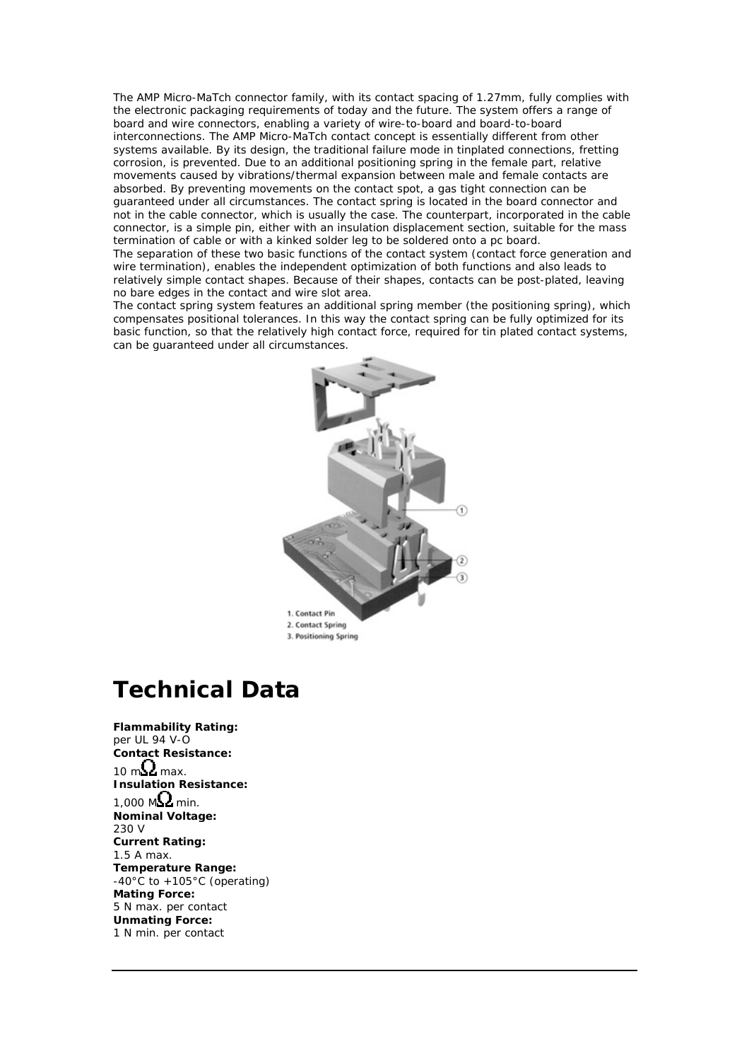The AMP Micro-MaTch connector family, with its contact spacing of 1.27mm, fully complies with the electronic packaging requirements of today and the future. The system offers a range of board and wire connectors, enabling a variety of wire-to-board and board-to-board interconnections. The AMP Micro-MaTch contact concept is essentially different from other systems available. By its design, the traditional failure mode in tinplated connections, fretting corrosion, is prevented. Due to an additional positioning spring in the female part, relative movements caused by vibrations/thermal expansion between male and female contacts are absorbed. By preventing movements on the contact spot, a gas tight connection can be guaranteed under all circumstances. The contact spring is located in the board connector and not in the cable connector, which is usually the case. The counterpart, incorporated in the cable connector, is a simple pin, either with an insulation displacement section, suitable for the mass termination of cable or with a kinked solder leg to be soldered onto a pc board.
The separation of these two basic functions of the contact system (contact force generation and wire termination), enables the independent optimization of both functions and also leads to relatively simple contact shapes. Because of their shapes, contacts can be post-plated, leaving no bare edges in the contact and wire slot area.
The contact spring system features an additional spring member (the positioning spring), which compensates positional tolerances. In this way the contact spring can be fully optimized for its basic function, so that the relatively high contact force, required for tin plated contact systems, can be guaranteed under all circumstances.

1. Contact Pin
2. Contact Spring
3. Positioning Spring

# Technical Data

**Flammability Rating:**
per UL 94 V-O
**Contact Resistance:**
10 mΩ max.
**Insulation Resistance:**
1,000 MΩ min.
**Nominal Voltage:**
230 V
**Current Rating:**
1.5 A max.
**Temperature Range:**
-40°C to +105°C (operating)
**Mating Force:**
5 N max. per contact
**Unmating Force:**
1 N min. per contact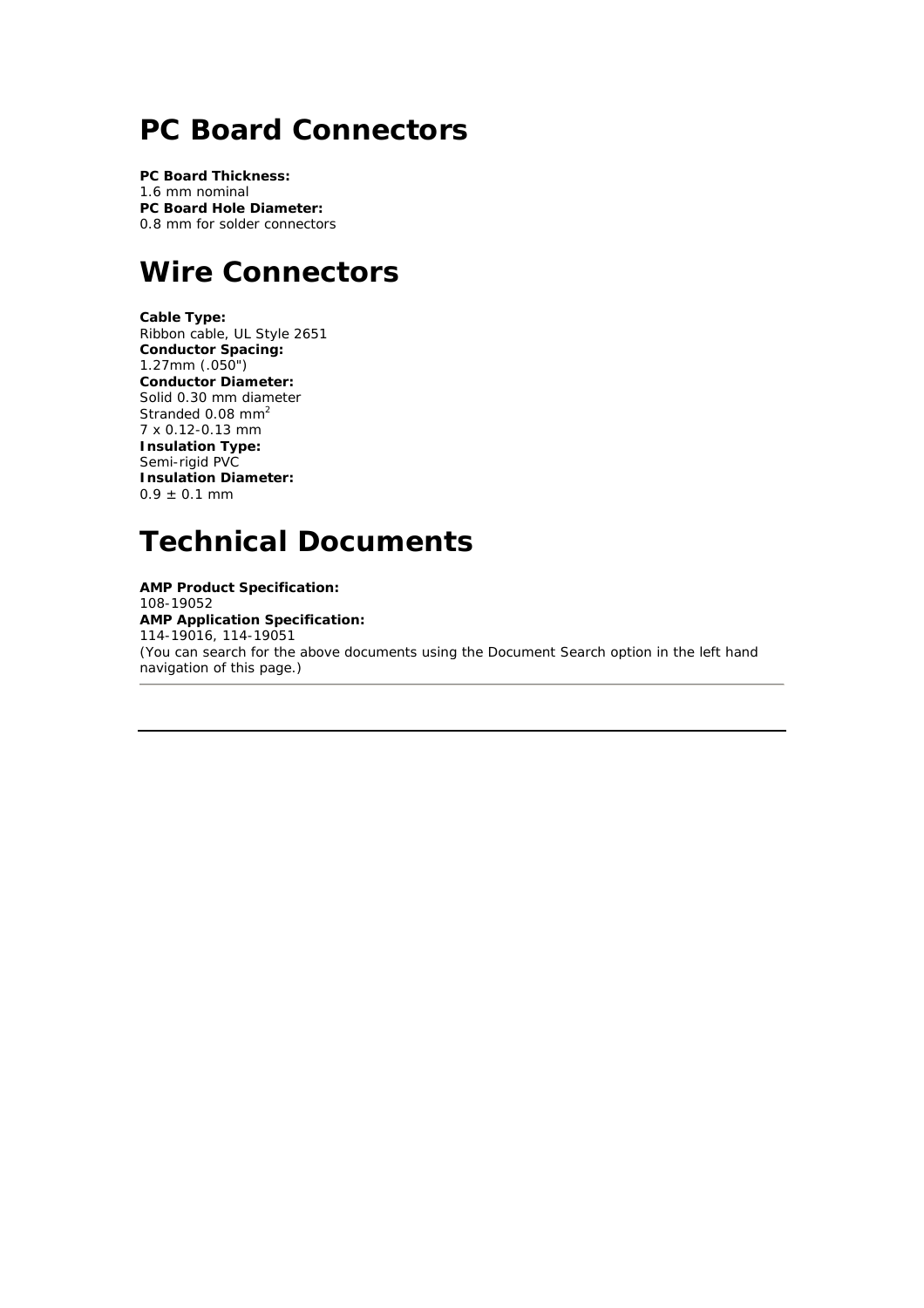# PC Board Connectors

**PC Board Thickness:**
1.6 mm nominal
**PC Board Hole Diameter:**
0.8 mm for solder connectors

# Wire Connectors

**Cable Type:**
Ribbon cable, UL Style 2651
**Conductor Spacing:**
1.27mm (.050")
**Conductor Diameter:**
Solid 0.30 mm diameter
Stranded 0.08 $mm^2$
7 x 0.12-0.13 mm
**Insulation Type:**
Semi-rigid PVC
**Insulation Diameter:**
0.9 ± 0.1 mm

# Technical Documents

**AMP Product Specification:**
108-19052
**AMP Application Specification:**
114-19016, 114-19051
(You can search for the above documents using the Document Search option in the left hand navigation of this page.)

---